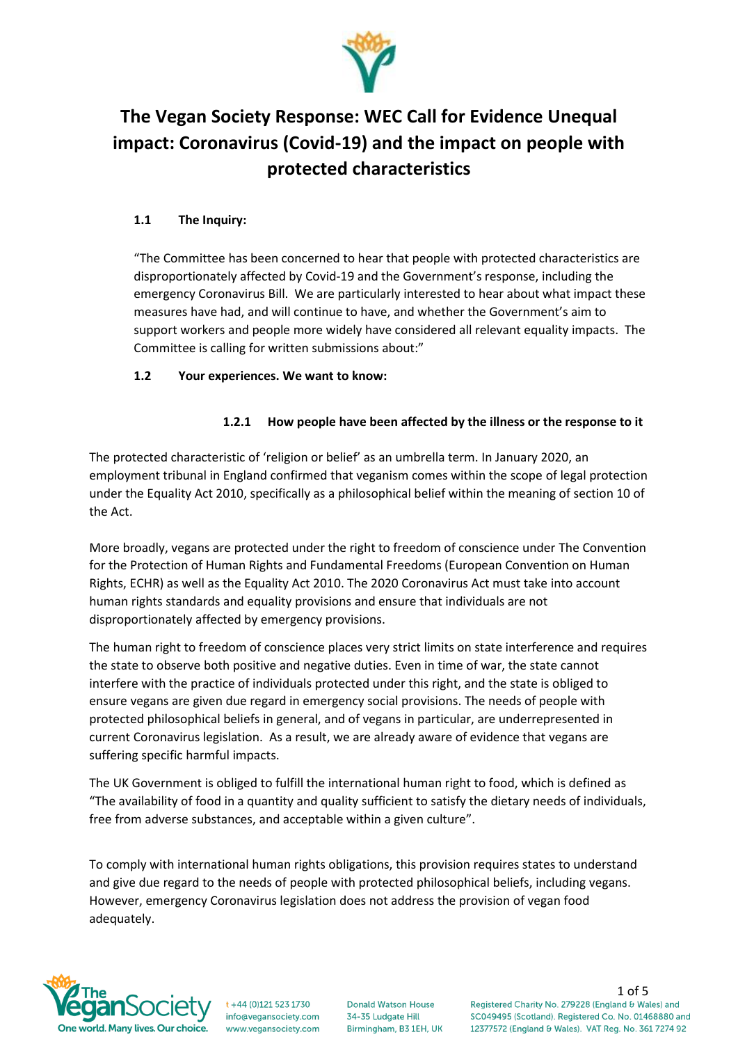# The Vegan Society Response: WEC Call for Evidence Unequal impact: Coronavirus (Covid-19) and the impact on people with protected characteristics

## 1.1 The Inquiry:

"The Committee has been concerned to hear that people with protected characteristics are disproportionately affected by Covid-19 and the Government's response, including the emergency Coronavirus Bill. We are particularly interested to hear about what impact these measures have had, and will continue to have, and whether the Government's aim to support workers and people more widely have considered all relevant equality impacts. The Committee is calling for written submissions about:"

## 1.2 Your experiences. We want to know:

### 1.2.1 How people have been affected by the illness or the response to it

The protected characteristic of 'religion or belief' as an umbrella term. In January 2020, an employment tribunal in England confirmed that veganism comes within the scope of legal protection under the Equality Act 2010, specifically as a philosophical belief within the meaning of section 10 of the Act.

More broadly, vegans are protected under the right to freedom of conscience under The Convention for the Protection of Human Rights and Fundamental Freedoms (European Convention on Human Rights, ECHR) as well as the Equality Act 2010. The 2020 Coronavirus Act must take into account human rights standards and equality provisions and ensure that individuals are not disproportionately affected by emergency provisions.

The human right to freedom of conscience places very strict limits on state interference and requires the state to observe both positive and negative duties. Even in time of war, the state cannot interfere with the practice of individuals protected under this right, and the state is obliged to ensure vegans are given due regard in emergency social provisions. The needs of people with protected philosophical beliefs in general, and of vegans in particular, are underrepresented in current Coronavirus legislation. As a result, we are already aware of evidence that vegans are suffering specific harmful impacts.

The UK Government is obliged to fulfill the international human right to food, which is defined as "The availability of food in a quantity and quality sufficient to satisfy the dietary needs of individuals, free from adverse substances, and acceptable within a given culture".

To comply with international human rights obligations, this provision requires states to understand and give due regard to the needs of people with protected philosophical beliefs, including vegans. However, emergency Coronavirus legislation does not address the provision of vegan food adequately.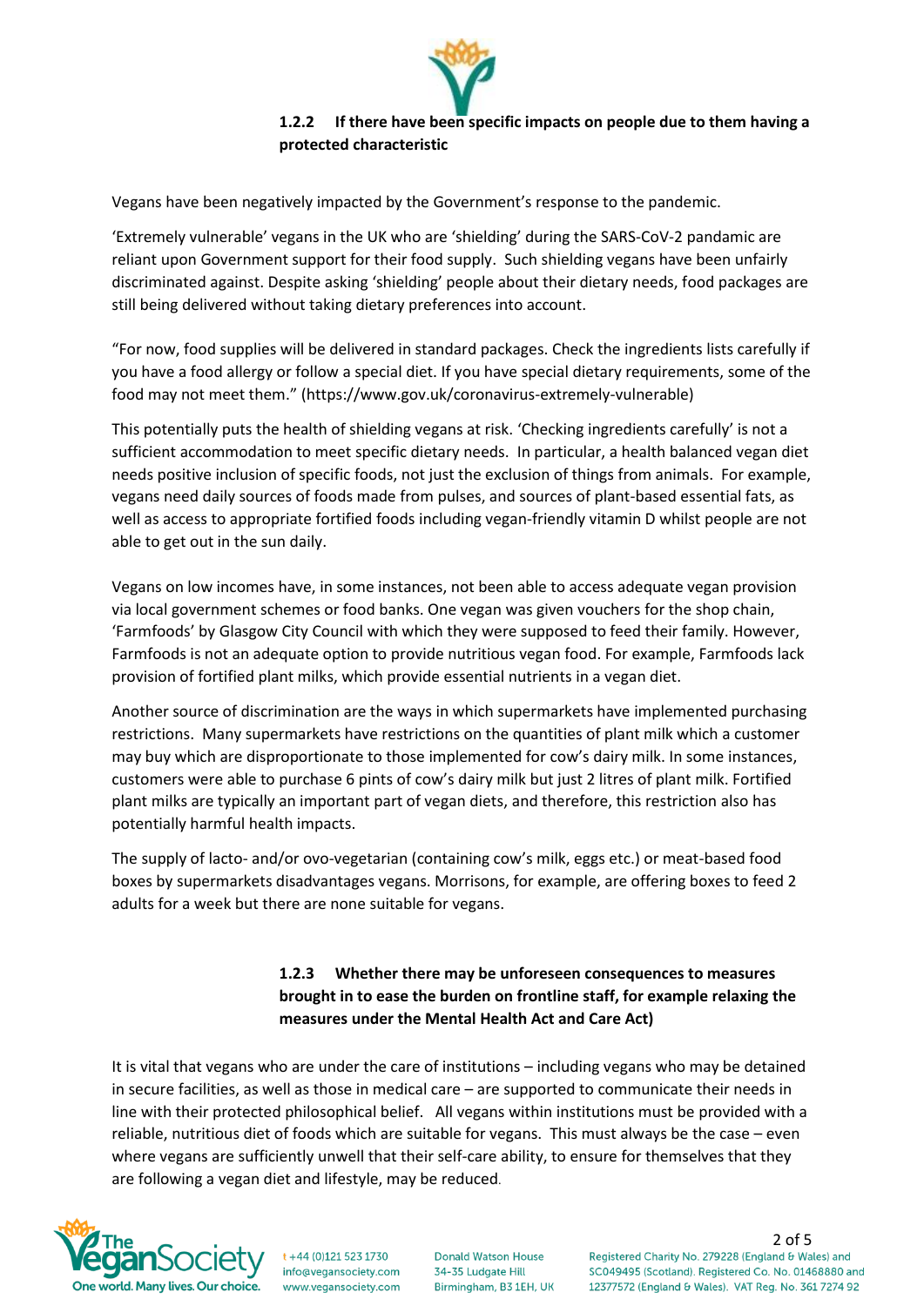### 1.2.2 If there have been specific impacts on people due to them having a protected characteristic

Vegans have been negatively impacted by the Government's response to the pandemic.

'Extremely vulnerable' vegans in the UK who are 'shielding' during the SARS-CoV-2 pandamic are reliant upon Government support for their food supply. Such shielding vegans have been unfairly discriminated against. Despite asking 'shielding' people about their dietary needs, food packages are still being delivered without taking dietary preferences into account.

"For now, food supplies will be delivered in standard packages. Check the ingredients lists carefully if you have a food allergy or follow a special diet. If you have special dietary requirements, some of the food may not meet them." (https://www.gov.uk/coronavirus-extremely-vulnerable)

This potentially puts the health of shielding vegans at risk. 'Checking ingredients carefully' is not a sufficient accommodation to meet specific dietary needs. In particular, a health balanced vegan diet needs positive inclusion of specific foods, not just the exclusion of things from animals. For example, vegans need daily sources of foods made from pulses, and sources of plant-based essential fats, as well as access to appropriate fortified foods including vegan-friendly vitamin D whilst people are not able to get out in the sun daily.

Vegans on low incomes have, in some instances, not been able to access adequate vegan provision via local government schemes or food banks. One vegan was given vouchers for the shop chain, 'Farmfoods' by Glasgow City Council with which they were supposed to feed their family. However, Farmfoods is not an adequate option to provide nutritious vegan food. For example, Farmfoods lack provision of fortified plant milks, which provide essential nutrients in a vegan diet.

Another source of discrimination are the ways in which supermarkets have implemented purchasing restrictions. Many supermarkets have restrictions on the quantities of plant milk which a customer may buy which are disproportionate to those implemented for cow's dairy milk. In some instances, customers were able to purchase 6 pints of cow's dairy milk but just 2 litres of plant milk. Fortified plant milks are typically an important part of vegan diets, and therefore, this restriction also has potentially harmful health impacts.

The supply of lacto- and/or ovo-vegetarian (containing cow's milk, eggs etc.) or meat-based food boxes by supermarkets disadvantages vegans. Morrisons, for example, are offering boxes to feed 2 adults for a week but there are none suitable for vegans.

### 1.2.3 Whether there may be unforeseen consequences to measures brought in to ease the burden on frontline staff, for example relaxing the measures under the Mental Health Act and Care Act)

It is vital that vegans who are under the care of institutions – including vegans who may be detained in secure facilities, as well as those in medical care – are supported to communicate their needs in line with their protected philosophical belief. All vegans within institutions must be provided with a reliable, nutritious diet of foods which are suitable for vegans. This must always be the case – even where vegans are sufficiently unwell that their self-care ability, to ensure for themselves that they are following a vegan diet and lifestyle, may be reduced.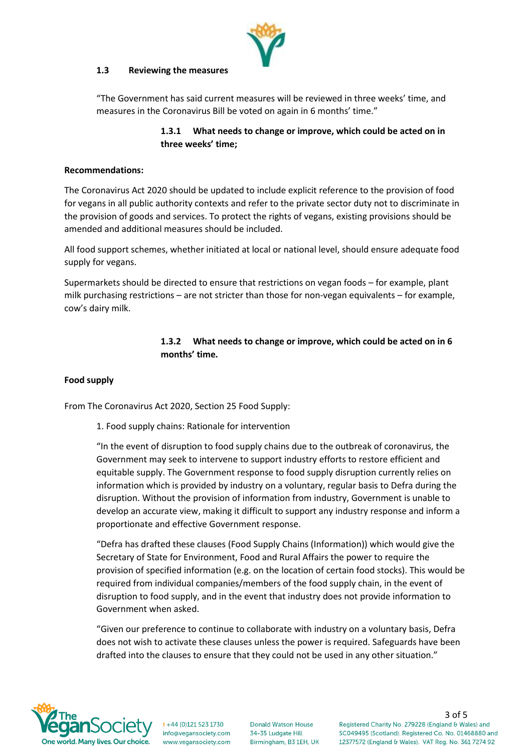### 1.3 Reviewing the measures

"The Government has said current measures will be reviewed in three weeks' time, and measures in the Coronavirus Bill be voted on again in 6 months' time."

#### 1.3.1 What needs to change or improve, which could be acted on in three weeks' time;

**Recommendations:**

The Coronavirus Act 2020 should be updated to include explicit reference to the provision of food for vegans in all public authority contexts and refer to the private sector duty not to discriminate in the provision of goods and services. To protect the rights of vegans, existing provisions should be amended and additional measures should be included.

All food support schemes, whether initiated at local or national level, should ensure adequate food supply for vegans.

Supermarkets should be directed to ensure that restrictions on vegan foods – for example, plant milk purchasing restrictions – are not stricter than those for non-vegan equivalents – for example, cow's dairy milk.

#### 1.3.2 What needs to change or improve, which could be acted on in 6 months' time.

**Food supply**

From The Coronavirus Act 2020, Section 25 Food Supply:

1. Food supply chains: Rationale for intervention

"In the event of disruption to food supply chains due to the outbreak of coronavirus, the Government may seek to intervene to support industry efforts to restore efficient and equitable supply. The Government response to food supply disruption currently relies on information which is provided by industry on a voluntary, regular basis to Defra during the disruption. Without the provision of information from industry, Government is unable to develop an accurate view, making it difficult to support any industry response and inform a proportionate and effective Government response.

"Defra has drafted these clauses (Food Supply Chains (Information)) which would give the Secretary of State for Environment, Food and Rural Affairs the power to require the provision of specified information (e.g. on the location of certain food stocks). This would be required from individual companies/members of the food supply chain, in the event of disruption to food supply, and in the event that industry does not provide information to Government when asked.

"Given our preference to continue to collaborate with industry on a voluntary basis, Defra does not wish to activate these clauses unless the power is required. Safeguards have been drafted into the clauses to ensure that they could not be used in any other situation."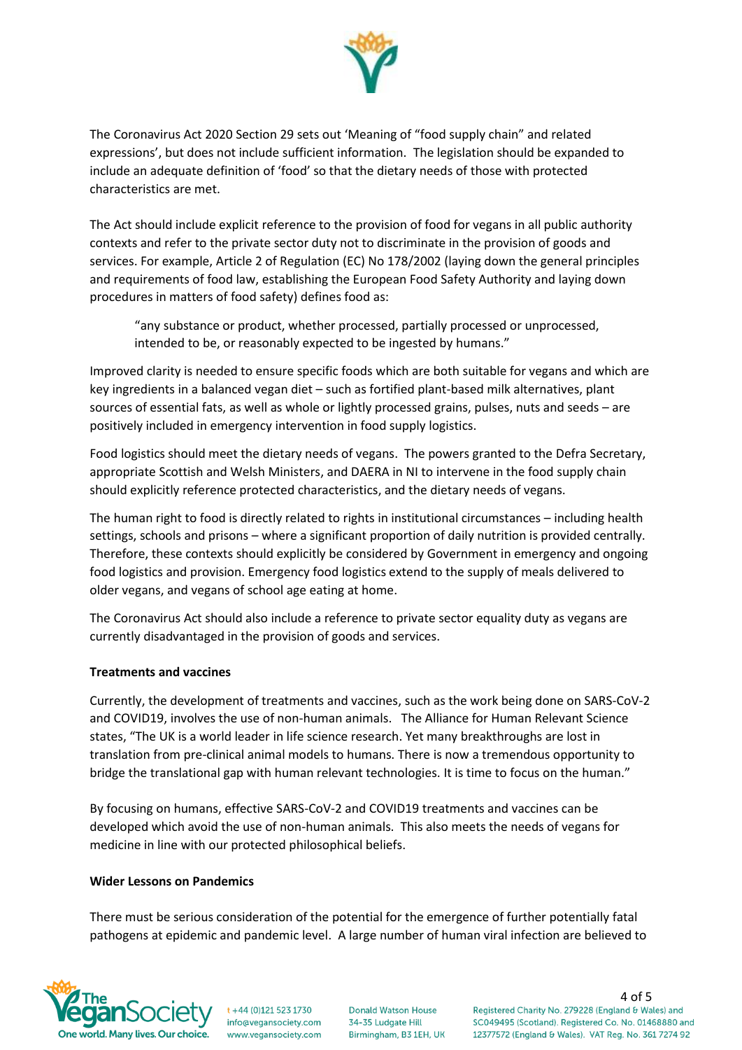The Coronavirus Act 2020 Section 29 sets out 'Meaning of "food supply chain" and related expressions', but does not include sufficient information. The legislation should be expanded to include an adequate definition of 'food' so that the dietary needs of those with protected characteristics are met.

The Act should include explicit reference to the provision of food for vegans in all public authority contexts and refer to the private sector duty not to discriminate in the provision of goods and services. For example, Article 2 of Regulation (EC) No 178/2002 (laying down the general principles and requirements of food law, establishing the European Food Safety Authority and laying down procedures in matters of food safety) defines food as:

> "any substance or product, whether processed, partially processed or unprocessed, intended to be, or reasonably expected to be ingested by humans."

Improved clarity is needed to ensure specific foods which are both suitable for vegans and which are key ingredients in a balanced vegan diet – such as fortified plant-based milk alternatives, plant sources of essential fats, as well as whole or lightly processed grains, pulses, nuts and seeds – are positively included in emergency intervention in food supply logistics.

Food logistics should meet the dietary needs of vegans. The powers granted to the Defra Secretary, appropriate Scottish and Welsh Ministers, and DAERA in NI to intervene in the food supply chain should explicitly reference protected characteristics, and the dietary needs of vegans.

The human right to food is directly related to rights in institutional circumstances – including health settings, schools and prisons – where a significant proportion of daily nutrition is provided centrally. Therefore, these contexts should explicitly be considered by Government in emergency and ongoing food logistics and provision. Emergency food logistics extend to the supply of meals delivered to older vegans, and vegans of school age eating at home.

The Coronavirus Act should also include a reference to private sector equality duty as vegans are currently disadvantaged in the provision of goods and services.

**Treatments and vaccines**

Currently, the development of treatments and vaccines, such as the work being done on SARS-CoV-2 and COVID19, involves the use of non-human animals. The Alliance for Human Relevant Science states, "The UK is a world leader in life science research. Yet many breakthroughs are lost in translation from pre-clinical animal models to humans. There is now a tremendous opportunity to bridge the translational gap with human relevant technologies. It is time to focus on the human."

By focusing on humans, effective SARS-CoV-2 and COVID19 treatments and vaccines can be developed which avoid the use of non-human animals. This also meets the needs of vegans for medicine in line with our protected philosophical beliefs.

**Wider Lessons on Pandemics**

There must be serious consideration of the potential for the emergence of further potentially fatal pathogens at epidemic and pandemic level. A large number of human viral infection are believed to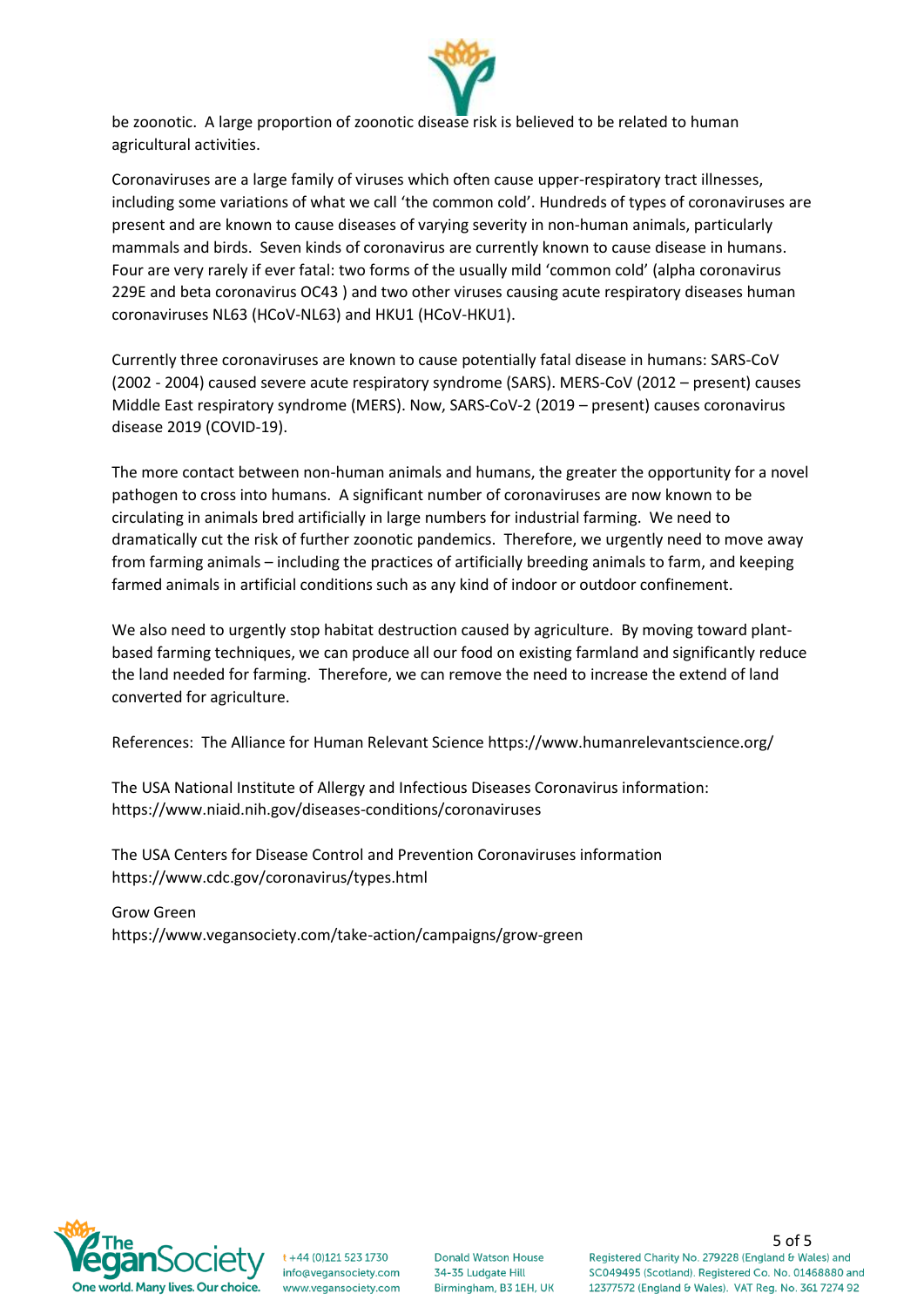be zoonotic. A large proportion of zoonotic disease risk is believed to be related to human agricultural activities.

Coronaviruses are a large family of viruses which often cause upper-respiratory tract illnesses, including some variations of what we call 'the common cold'. Hundreds of types of coronaviruses are present and are known to cause diseases of varying severity in non-human animals, particularly mammals and birds. Seven kinds of coronavirus are currently known to cause disease in humans. Four are very rarely if ever fatal: two forms of the usually mild 'common cold' (alpha coronavirus 229E and beta coronavirus OC43 ) and two other viruses causing acute respiratory diseases human coronaviruses NL63 (HCoV-NL63) and HKU1 (HCoV-HKU1).

Currently three coronaviruses are known to cause potentially fatal disease in humans: SARS-CoV (2002 - 2004) caused severe acute respiratory syndrome (SARS). MERS-CoV (2012 – present) causes Middle East respiratory syndrome (MERS). Now, SARS-CoV-2 (2019 – present) causes coronavirus disease 2019 (COVID-19).

The more contact between non-human animals and humans, the greater the opportunity for a novel pathogen to cross into humans. A significant number of coronaviruses are now known to be circulating in animals bred artificially in large numbers for industrial farming. We need to dramatically cut the risk of further zoonotic pandemics. Therefore, we urgently need to move away from farming animals – including the practices of artificially breeding animals to farm, and keeping farmed animals in artificial conditions such as any kind of indoor or outdoor confinement.

We also need to urgently stop habitat destruction caused by agriculture. By moving toward plant-based farming techniques, we can produce all our food on existing farmland and significantly reduce the land needed for farming. Therefore, we can remove the need to increase the extend of land converted for agriculture.

References: The Alliance for Human Relevant Science https://www.humanrelevantscience.org/

The USA National Institute of Allergy and Infectious Diseases Coronavirus information: https://www.niaid.nih.gov/diseases-conditions/coronaviruses

The USA Centers for Disease Control and Prevention Coronaviruses information https://www.cdc.gov/coronavirus/types.html

Grow Green
https://www.vegansociety.com/take-action/campaigns/grow-green

The Vegan Society — One world. Many lives. Our choice.

t +44 (0)121 523 1730
info@vegansociety.com
www.vegansociety.com

Donald Watson House
34-35 Ludgate Hill
Birmingham, B3 1EH, UK

Registered Charity No. 279228 (England & Wales) and SC049495 (Scotland). Registered Co. No. 01468880 and 12377572 (England & Wales). VAT Reg. No. 361 7274 92